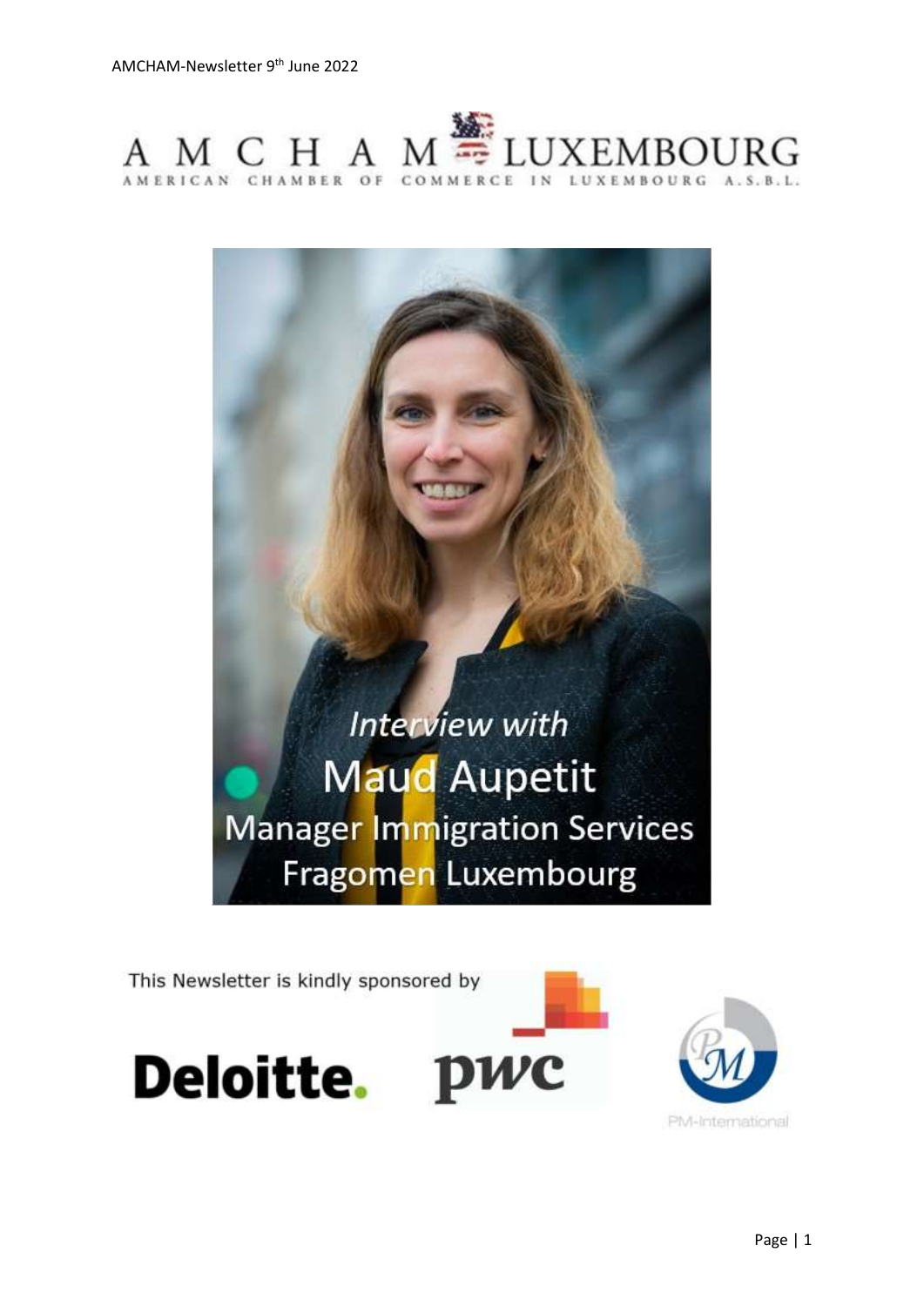AMCHAM LUXEMBOURG

AMERICAN CHAMBER OF COMMERCE IN LUXEMBOURG A.S.B.L.

*Interview with*

# Maud Aupetit

Manager Immigration Services

Fragomen Luxembourg

This Newsletter is kindly sponsored by

Deloitte. pwc PM-International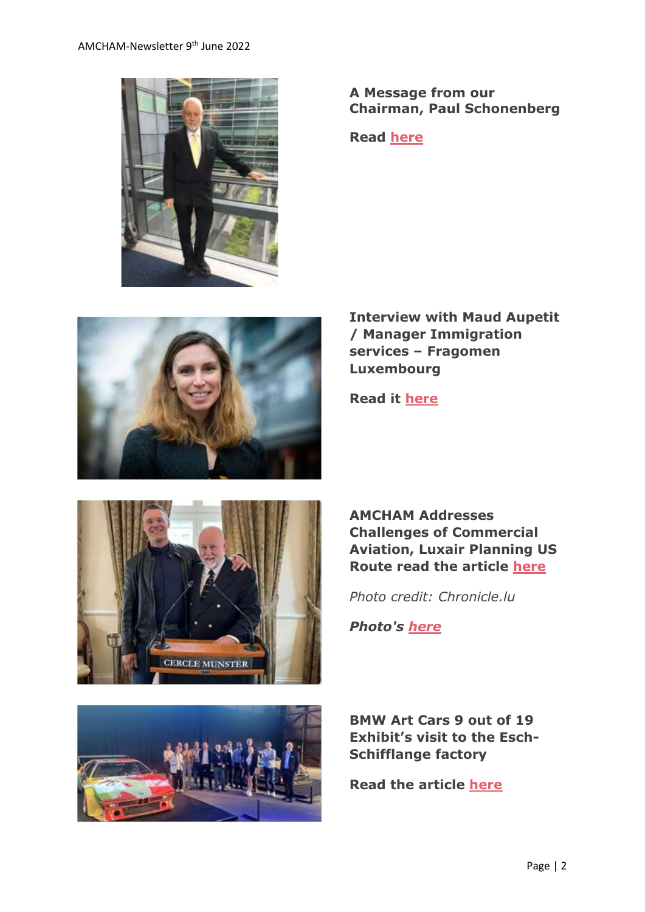**A Message from our Chairman, Paul Schonenberg**

**Read here**

**Interview with Maud Aupetit / Manager Immigration services – Fragomen Luxembourg**

**Read it here**

**AMCHAM Addresses Challenges of Commercial Aviation, Luxair Planning US Route read the article here**

*Photo credit: Chronicle.lu*

***Photo's here***

**BMW Art Cars 9 out of 19 Exhibit's visit to the Esch-Schifflange factory**

**Read the article here**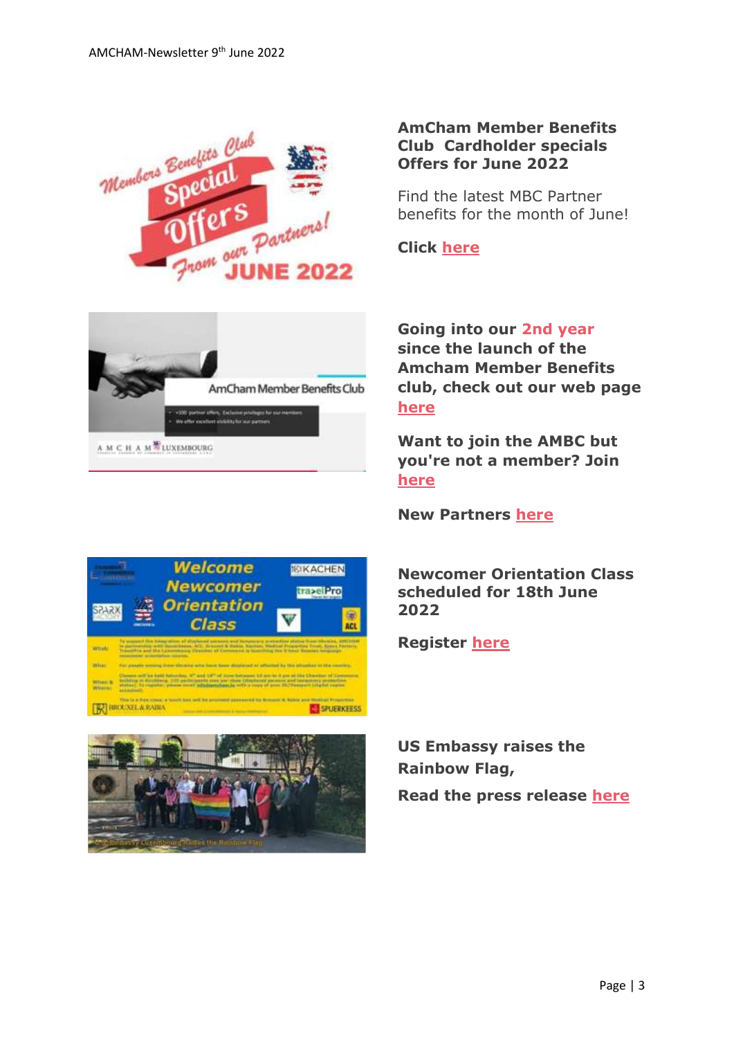**AmCham Member Benefits Club Cardholder specials Offers for June 2022**

Find the latest MBC Partner benefits for the month of June!

**Click here**

**Going into our 2nd year since the launch of the Amcham Member Benefits club, check out our web page here**

**Want to join the AMBC but you're not a member? Join here**

**New Partners here**

**Newcomer Orientation Class scheduled for 18th June 2022**

**Register here**

**US Embassy raises the Rainbow Flag,**

**Read the press release here**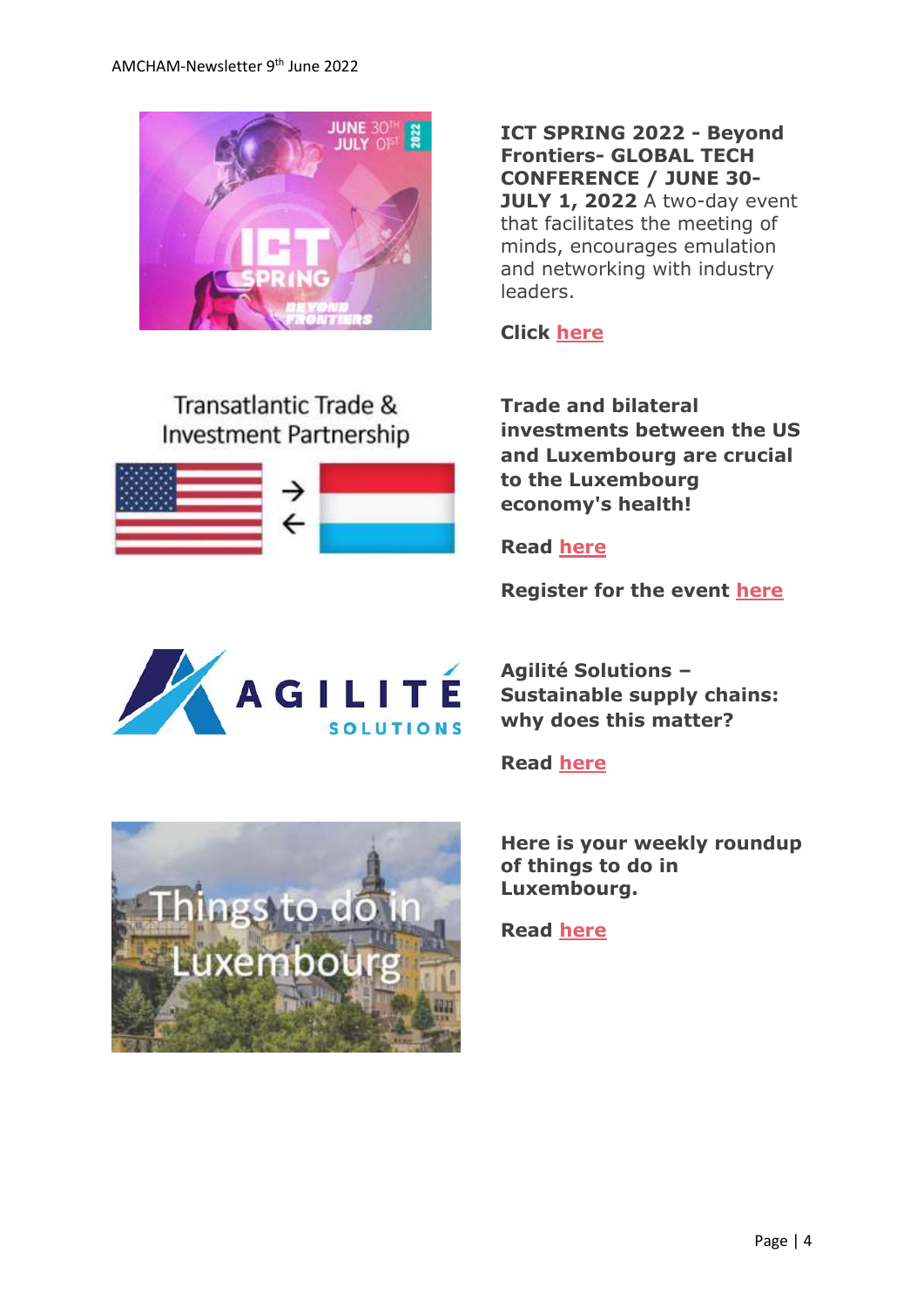**ICT SPRING 2022 - Beyond Frontiers- GLOBAL TECH CONFERENCE / JUNE 30-JULY 1, 2022** A two-day event that facilitates the meeting of minds, encourages emulation and networking with industry leaders.

**Click here**

Transatlantic Trade & Investment Partnership

**Trade and bilateral investments between the US and Luxembourg are crucial to the Luxembourg economy's health!**

**Read here**

**Register for the event here**

**Agilité Solutions – Sustainable supply chains: why does this matter?**

**Read here**

Things to do in Luxembourg

**Here is your weekly roundup of things to do in Luxembourg.**

**Read here**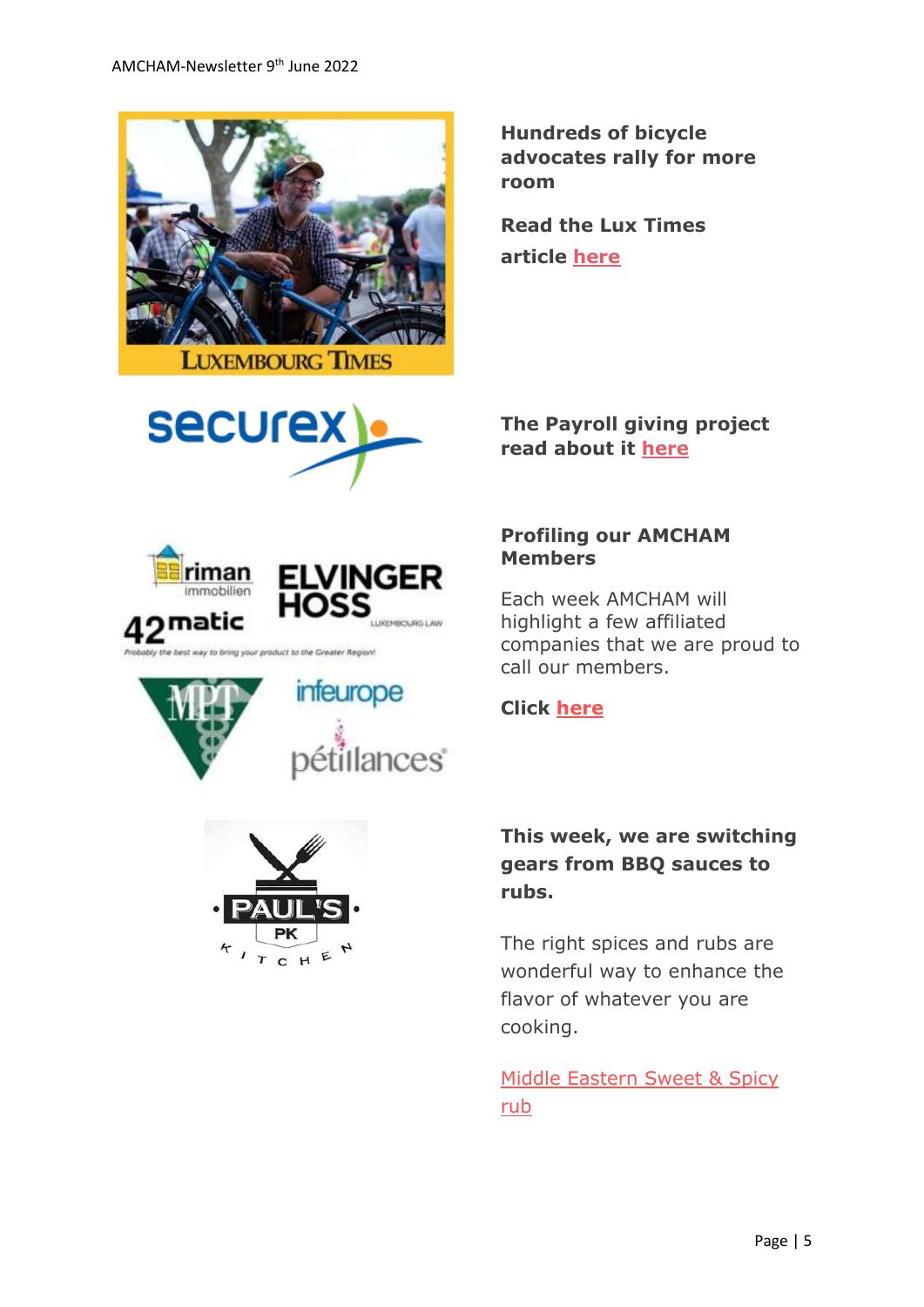**Hundreds of bicycle advocates rally for more room**

**Read the Lux Times article here**

**The Payroll giving project read about it here**

**Profiling our AMCHAM Members**

Each week AMCHAM will highlight a few affiliated companies that we are proud to call our members.

**Click here**

**This week, we are switching gears from BBQ sauces to rubs.**

The right spices and rubs are wonderful way to enhance the flavor of whatever you are cooking.

Middle Eastern Sweet & Spicy rub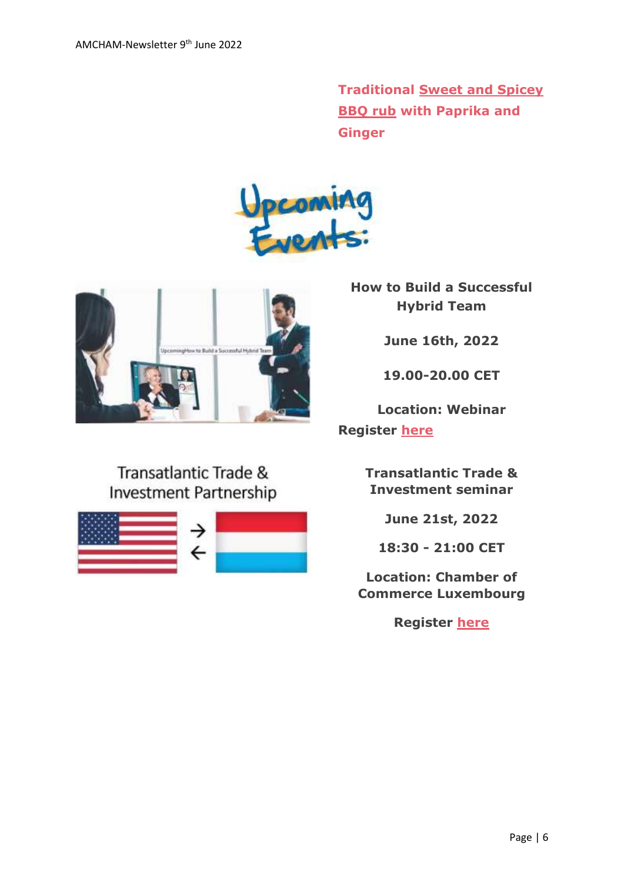**Traditional Sweet and Spicey BBQ rub with Paprika and Ginger**

## Upcoming Events:

**How to Build a Successful Hybrid Team**

**June 16th, 2022**

**19.00-20.00 CET**

**Location: Webinar**

**Register here**

Transatlantic Trade & Investment Partnership

**Transatlantic Trade & Investment seminar**

**June 21st, 2022**

**18:30 - 21:00 CET**

**Location: Chamber of Commerce Luxembourg**

**Register here**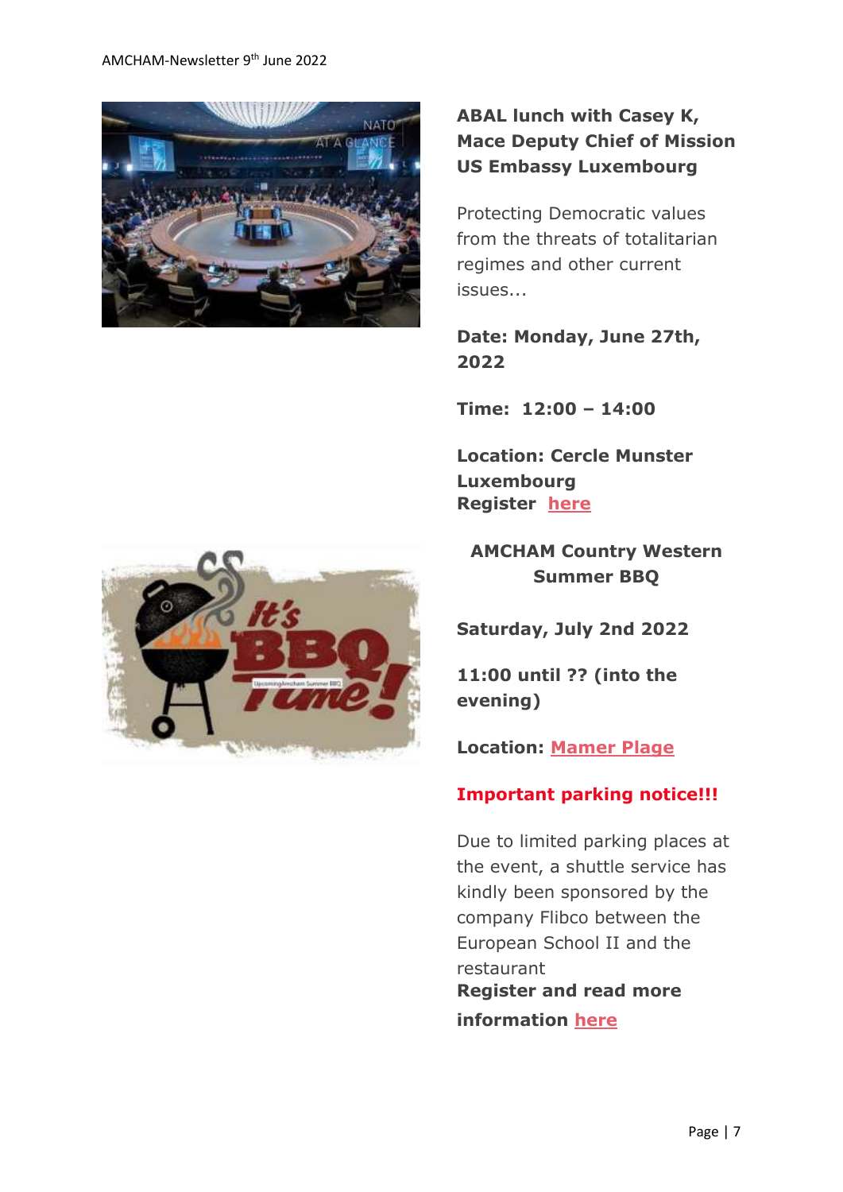**ABAL lunch with Casey K, Mace Deputy Chief of Mission US Embassy Luxembourg**

Protecting Democratic values from the threats of totalitarian regimes and other current issues...

**Date: Monday, June 27th, 2022**

**Time: 12:00 – 14:00**

**Location: Cercle Munster Luxembourg**
**Register here**

**AMCHAM Country Western Summer BBQ**

**Saturday, July 2nd 2022**

**11:00 until ?? (into the evening)**

**Location: Mamer Plage**

**Important parking notice!!!**

Due to limited parking places at the event, a shuttle service has kindly been sponsored by the company Flibco between the European School II and the restaurant
**Register and read more information here**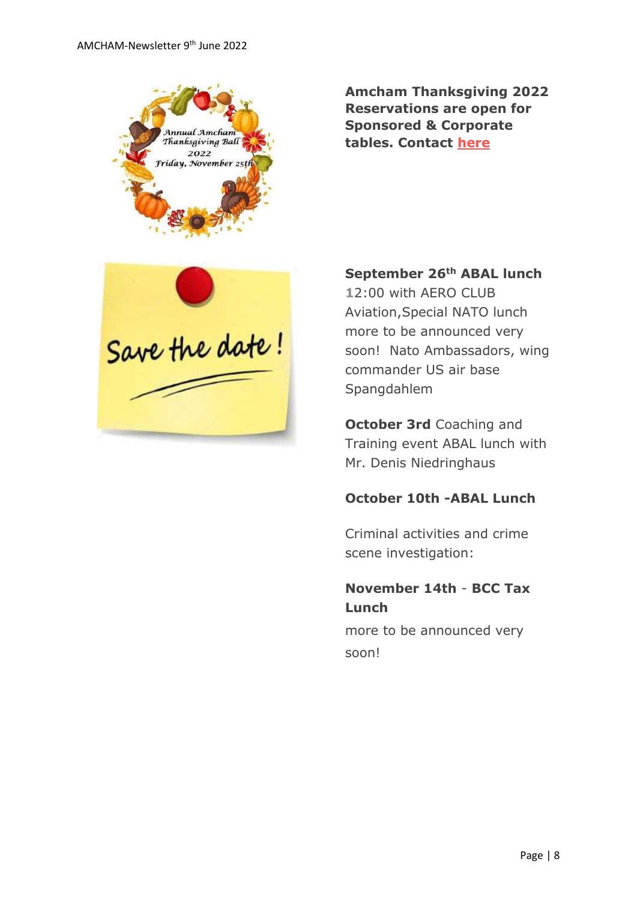**Amcham Thanksgiving 2022 Reservations are open for Sponsored & Corporate tables. Contact here**

**September 26th ABAL lunch**
12:00 with AERO CLUB Aviation,Special NATO lunch more to be announced very soon! Nato Ambassadors, wing commander US air base Spangdahlem

**October 3rd** Coaching and Training event ABAL lunch with Mr. Denis Niedringhaus

**October 10th -ABAL Lunch**

Criminal activities and crime scene investigation:

**November 14th** - **BCC Tax Lunch**

more to be announced very soon!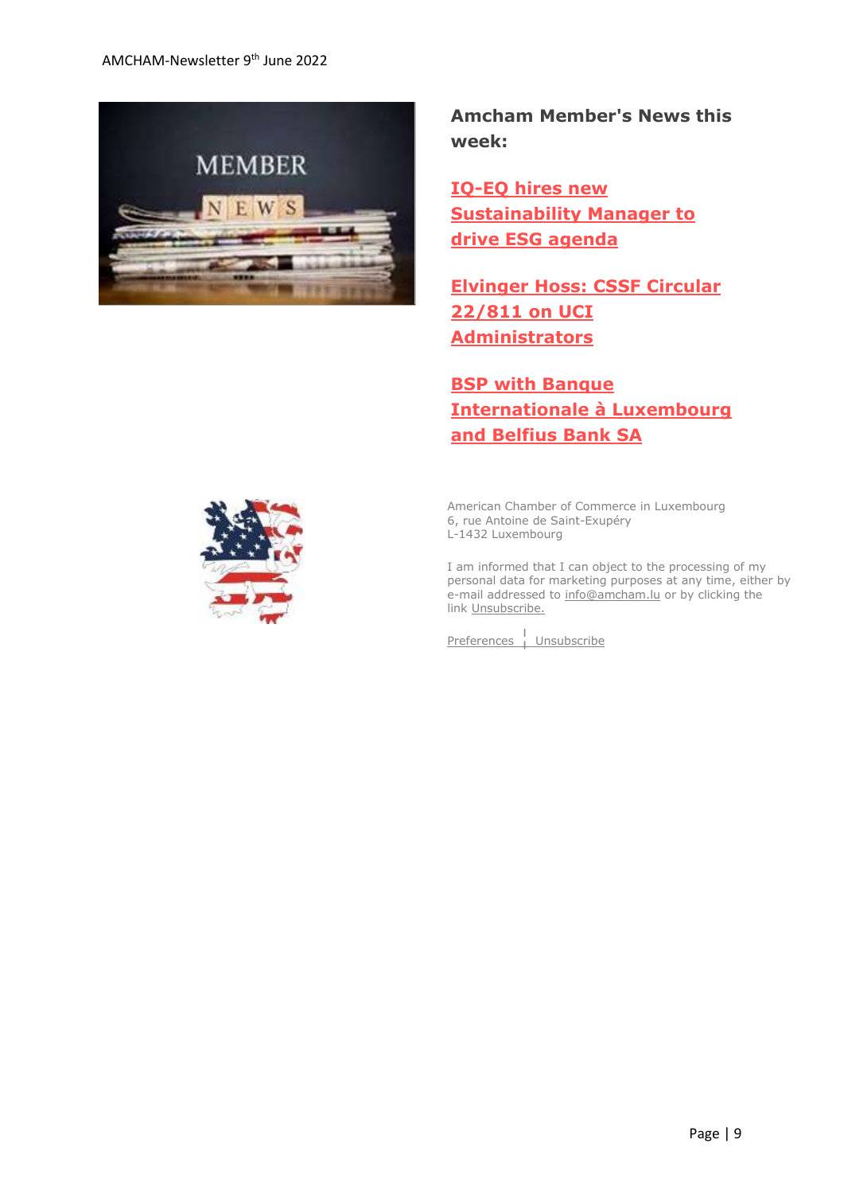**Amcham Member's News this week:**

**IQ-EQ hires new Sustainability Manager to drive ESG agenda**

**Elvinger Hoss: CSSF Circular 22/811 on UCI Administrators**

**BSP with Banque Internationale à Luxembourg and Belfius Bank SA**

American Chamber of Commerce in Luxembourg
6, rue Antoine de Saint-Exupéry
L-1432 Luxembourg

I am informed that I can object to the processing of my personal data for marketing purposes at any time, either by e-mail addressed to info@amcham.lu or by clicking the link Unsubscribe.

Preferences | Unsubscribe